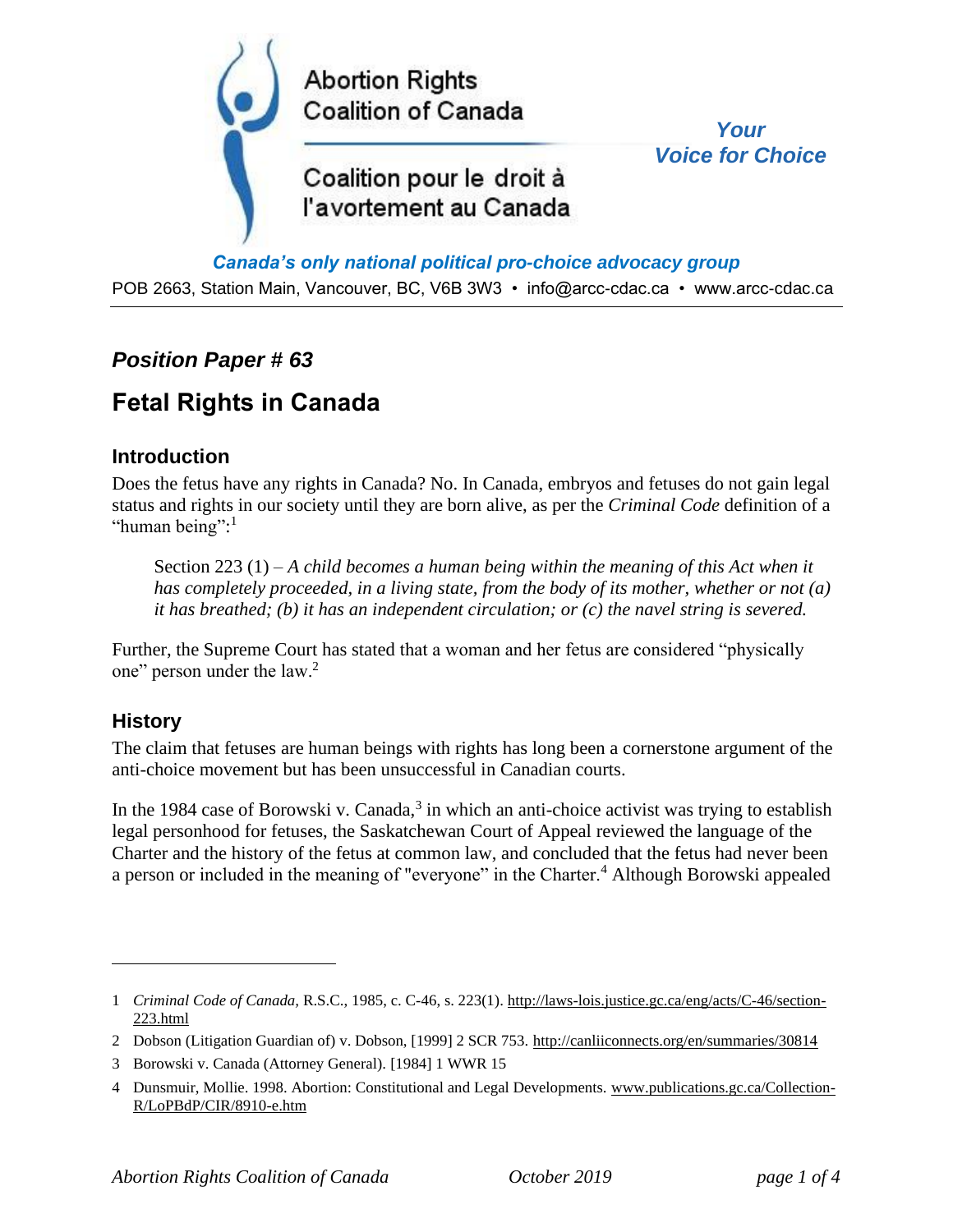Abortion Rights Coalition of Canada

Coalition pour le droit à l'avortement au Canada

*Your Voice for Choice*

***Canada's only national political pro-choice advocacy group***

POB 2663, Station Main, Vancouver, BC, V6B 3W3 • info@arcc-cdac.ca • www.arcc-cdac.ca

## *Position Paper # 63*

# Fetal Rights in Canada

### Introduction

Does the fetus have any rights in Canada? No. In Canada, embryos and fetuses do not gain legal status and rights in our society until they are born alive, as per the *Criminal Code* definition of a "human being":[1]

> Section 223 (1) – *A child becomes a human being within the meaning of this Act when it has completely proceeded, in a living state, from the body of its mother, whether or not (a) it has breathed; (b) it has an independent circulation; or (c) the navel string is severed.*

Further, the Supreme Court has stated that a woman and her fetus are considered "physically one" person under the law.[2]

### History

The claim that fetuses are human beings with rights has long been a cornerstone argument of the anti-choice movement but has been unsuccessful in Canadian courts.

In the 1984 case of Borowski v. Canada,[3] in which an anti-choice activist was trying to establish legal personhood for fetuses, the Saskatchewan Court of Appeal reviewed the language of the Charter and the history of the fetus at common law, and concluded that the fetus had never been a person or included in the meaning of "everyone" in the Charter.[4] Although Borowski appealed

---

1 *Criminal Code of Canada,* R.S.C., 1985, c. C-46, s. 223(1). http://laws-lois.justice.gc.ca/eng/acts/C-46/section-223.html

2 Dobson (Litigation Guardian of) v. Dobson, [1999] 2 SCR 753. http://canliiconnects.org/en/summaries/30814

3 Borowski v. Canada (Attorney General). [1984] 1 WWR 15

4 Dunsmuir, Mollie. 1998. Abortion: Constitutional and Legal Developments. www.publications.gc.ca/Collection-R/LoPBdP/CIR/8910-e.htm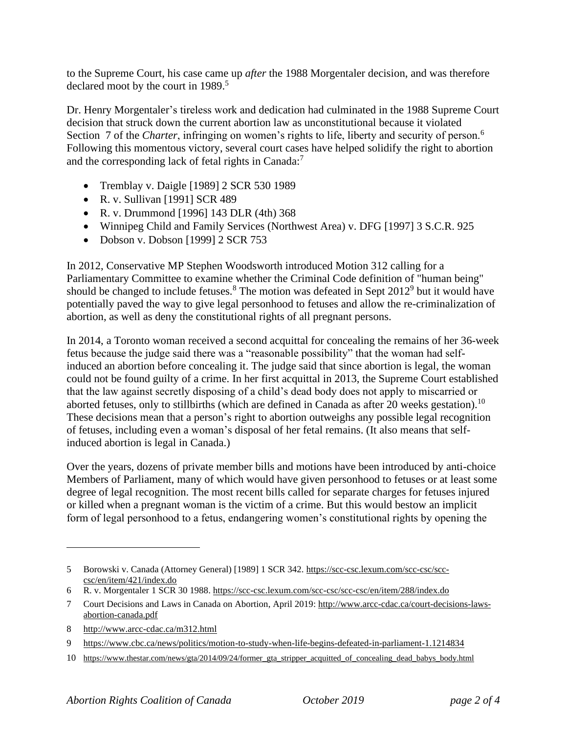to the Supreme Court, his case came up *after* the 1988 Morgentaler decision, and was therefore declared moot by the court in 1989.[5]

Dr. Henry Morgentaler's tireless work and dedication had culminated in the 1988 Supreme Court decision that struck down the current abortion law as unconstitutional because it violated Section 7 of the *Charter*, infringing on women's rights to life, liberty and security of person.[6] Following this momentous victory, several court cases have helped solidify the right to abortion and the corresponding lack of fetal rights in Canada:[7]

- Tremblay v. Daigle [1989] 2 SCR 530 1989
- R. v. Sullivan [1991] SCR 489
- R. v. Drummond [1996] 143 DLR (4th) 368
- Winnipeg Child and Family Services (Northwest Area) v. DFG [1997] 3 S.C.R. 925
- Dobson v. Dobson [1999] 2 SCR 753

In 2012, Conservative MP Stephen Woodsworth introduced Motion 312 calling for a Parliamentary Committee to examine whether the Criminal Code definition of "human being" should be changed to include fetuses.[8] The motion was defeated in Sept 2012[9] but it would have potentially paved the way to give legal personhood to fetuses and allow the re-criminalization of abortion, as well as deny the constitutional rights of all pregnant persons.

In 2014, a Toronto woman received a second acquittal for concealing the remains of her 36-week fetus because the judge said there was a "reasonable possibility" that the woman had self-induced an abortion before concealing it. The judge said that since abortion is legal, the woman could not be found guilty of a crime. In her first acquittal in 2013, the Supreme Court established that the law against secretly disposing of a child's dead body does not apply to miscarried or aborted fetuses, only to stillbirths (which are defined in Canada as after 20 weeks gestation).[10] These decisions mean that a person's right to abortion outweighs any possible legal recognition of fetuses, including even a woman's disposal of her fetal remains. (It also means that self-induced abortion is legal in Canada.)

Over the years, dozens of private member bills and motions have been introduced by anti-choice Members of Parliament, many of which would have given personhood to fetuses or at least some degree of legal recognition. The most recent bills called for separate charges for fetuses injured or killed when a pregnant woman is the victim of a crime. But this would bestow an implicit form of legal personhood to a fetus, endangering women's constitutional rights by opening the

---

5 Borowski v. Canada (Attorney General) [1989] 1 SCR 342. https://scc-csc.lexum.com/scc-csc/scc-csc/en/item/421/index.do

6 R. v. Morgentaler 1 SCR 30 1988. https://scc-csc.lexum.com/scc-csc/scc-csc/en/item/288/index.do

7 Court Decisions and Laws in Canada on Abortion, April 2019: http://www.arcc-cdac.ca/court-decisions-laws-abortion-canada.pdf

8 http://www.arcc-cdac.ca/m312.html

9 https://www.cbc.ca/news/politics/motion-to-study-when-life-begins-defeated-in-parliament-1.1214834

10 https://www.thestar.com/news/gta/2014/09/24/former_gta_stripper_acquitted_of_concealing_dead_babys_body.html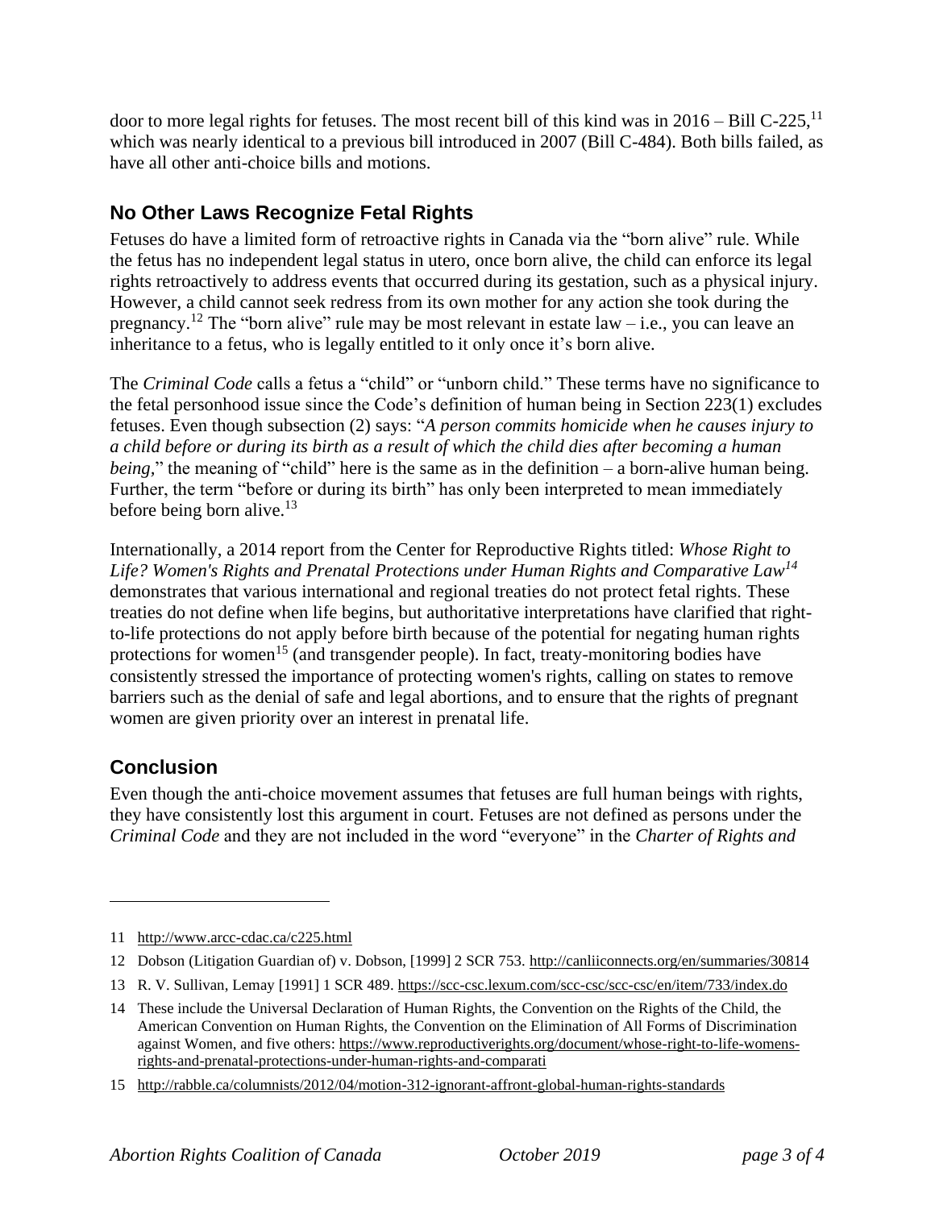door to more legal rights for fetuses. The most recent bill of this kind was in 2016 – Bill C-225,[11] which was nearly identical to a previous bill introduced in 2007 (Bill C-484). Both bills failed, as have all other anti-choice bills and motions.

## No Other Laws Recognize Fetal Rights

Fetuses do have a limited form of retroactive rights in Canada via the "born alive" rule. While the fetus has no independent legal status in utero, once born alive, the child can enforce its legal rights retroactively to address events that occurred during its gestation, such as a physical injury. However, a child cannot seek redress from its own mother for any action she took during the pregnancy.[12] The "born alive" rule may be most relevant in estate law – i.e., you can leave an inheritance to a fetus, who is legally entitled to it only once it's born alive.

The *Criminal Code* calls a fetus a "child" or "unborn child." These terms have no significance to the fetal personhood issue since the Code's definition of human being in Section 223(1) excludes fetuses. Even though subsection (2) says: "*A person commits homicide when he causes injury to a child before or during its birth as a result of which the child dies after becoming a human being,*" the meaning of "child" here is the same as in the definition – a born-alive human being. Further, the term "before or during its birth" has only been interpreted to mean immediately before being born alive.[13]

Internationally, a 2014 report from the Center for Reproductive Rights titled: *Whose Right to Life? Women's Rights and Prenatal Protections under Human Rights and Comparative Law*[14] demonstrates that various international and regional treaties do not protect fetal rights. These treaties do not define when life begins, but authoritative interpretations have clarified that right-to-life protections do not apply before birth because of the potential for negating human rights protections for women[15] (and transgender people). In fact, treaty-monitoring bodies have consistently stressed the importance of protecting women's rights, calling on states to remove barriers such as the denial of safe and legal abortions, and to ensure that the rights of pregnant women are given priority over an interest in prenatal life.

## Conclusion

Even though the anti-choice movement assumes that fetuses are full human beings with rights, they have consistently lost this argument in court. Fetuses are not defined as persons under the *Criminal Code* and they are not included in the word "everyone" in the *Charter of Rights and*

---

11 http://www.arcc-cdac.ca/c225.html

12 Dobson (Litigation Guardian of) v. Dobson, [1999] 2 SCR 753. http://canliiconnects.org/en/summaries/30814

13 R. V. Sullivan, Lemay [1991] 1 SCR 489. https://scc-csc.lexum.com/scc-csc/scc-csc/en/item/733/index.do

14 These include the Universal Declaration of Human Rights, the Convention on the Rights of the Child, the American Convention on Human Rights, the Convention on the Elimination of All Forms of Discrimination against Women, and five others: https://www.reproductiverights.org/document/whose-right-to-life-womens-rights-and-prenatal-protections-under-human-rights-and-comparati

15 http://rabble.ca/columnists/2012/04/motion-312-ignorant-affront-global-human-rights-standards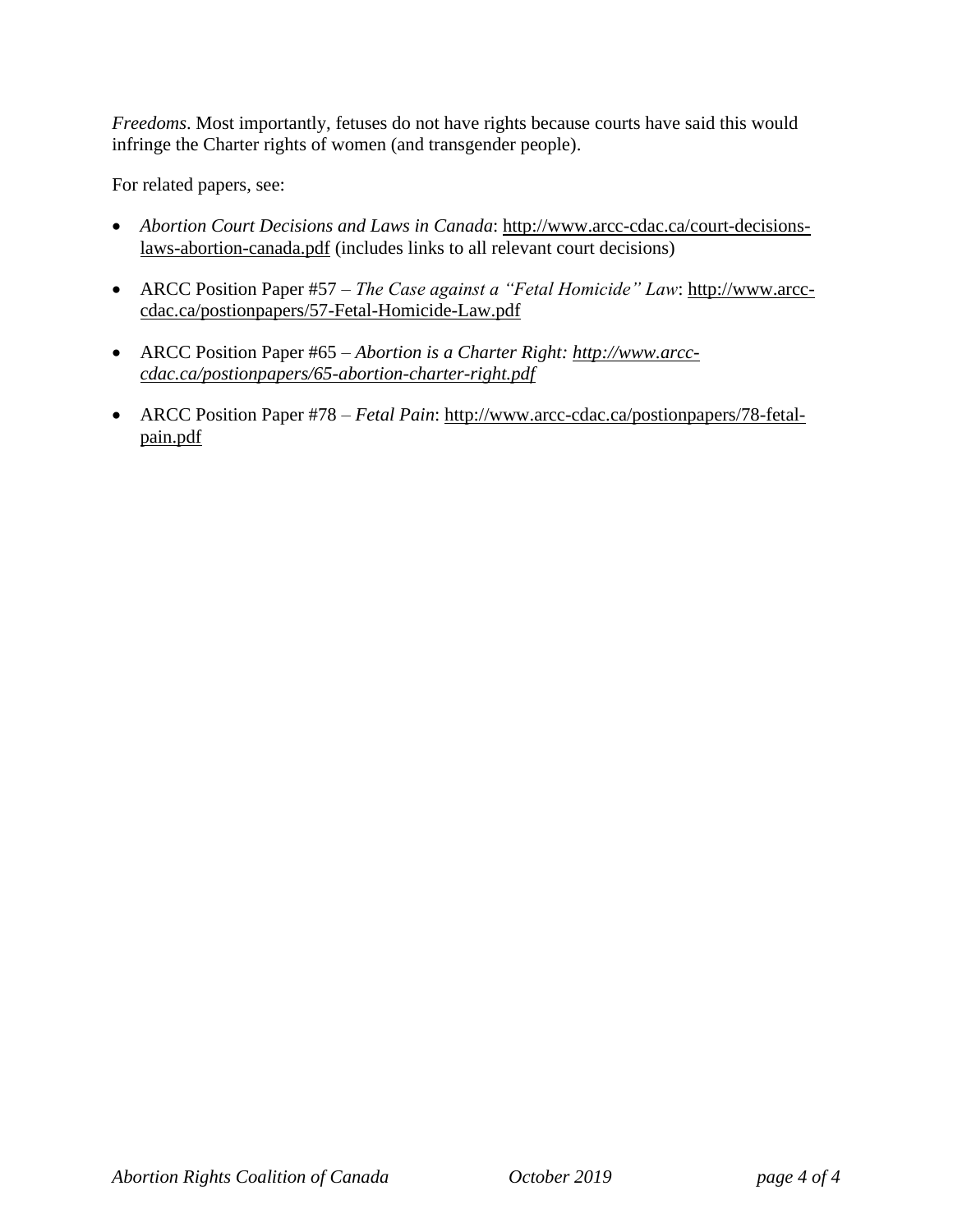*Freedoms*. Most importantly, fetuses do not have rights because courts have said this would infringe the Charter rights of women (and transgender people).

For related papers, see:

- *Abortion Court Decisions and Laws in Canada*: http://www.arcc-cdac.ca/court-decisions-laws-abortion-canada.pdf (includes links to all relevant court decisions)
- ARCC Position Paper #57 – *The Case against a "Fetal Homicide" Law*: http://www.arcc-cdac.ca/postionpapers/57-Fetal-Homicide-Law.pdf
- ARCC Position Paper #65 – *Abortion is a Charter Right: http://www.arcc-cdac.ca/postionpapers/65-abortion-charter-right.pdf*
- ARCC Position Paper #78 – *Fetal Pain*: http://www.arcc-cdac.ca/postionpapers/78-fetal-pain.pdf